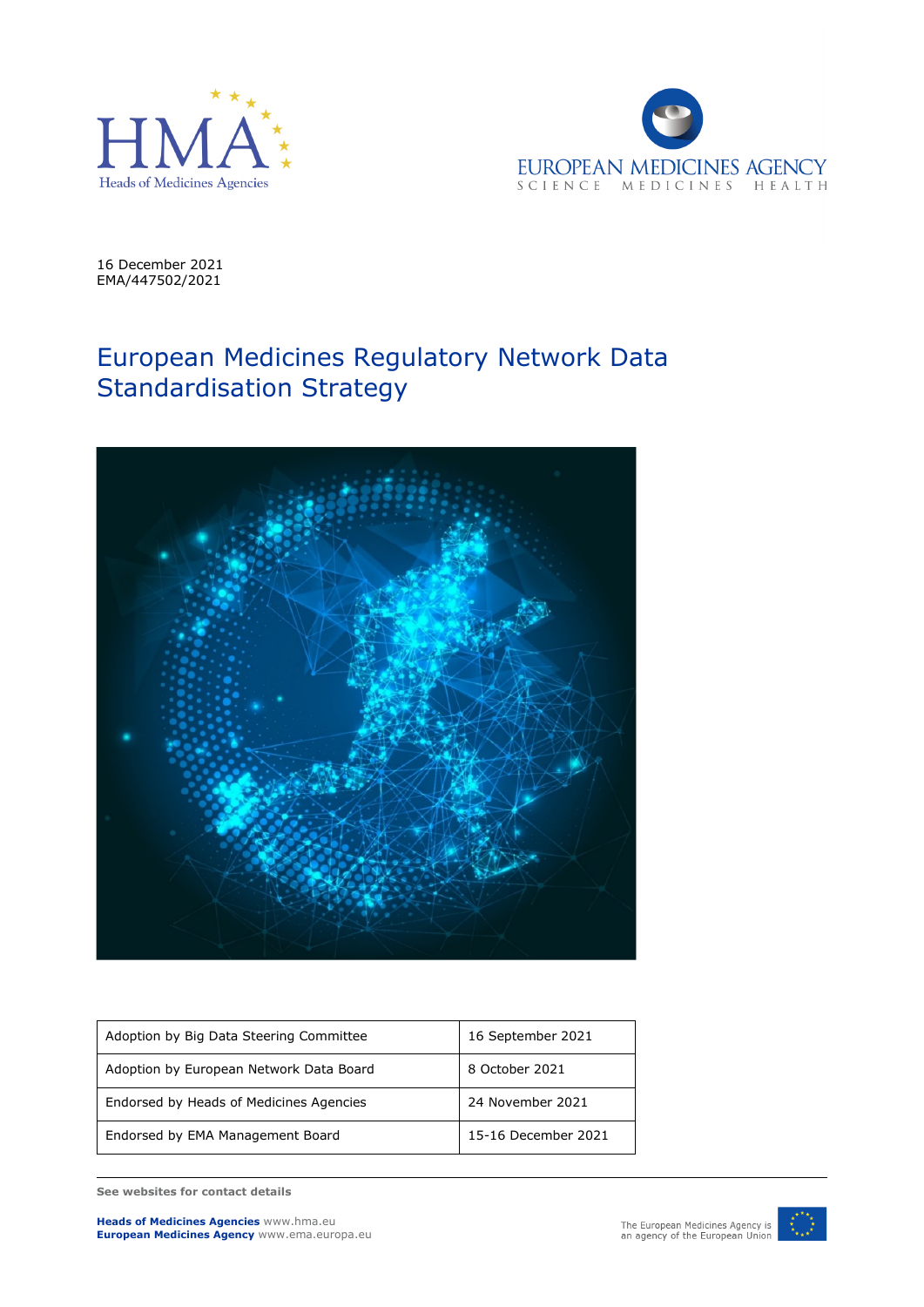16 December 2021
EMA/447502/2021

# European Medicines Regulatory Network Data Standardisation Strategy

| Adoption by Big Data Steering Committee | 16 September 2021 |
| --- | --- |
| Adoption by European Network Data Board | 8 October 2021 |
| Endorsed by Heads of Medicines Agencies | 24 November 2021 |
| Endorsed by EMA Management Board | 15-16 December 2021 |

**See websites for contact details**

**Heads of Medicines Agencies** www.hma.eu
**European Medicines Agency** www.ema.europa.eu

The European Medicines Agency is an agency of the European Union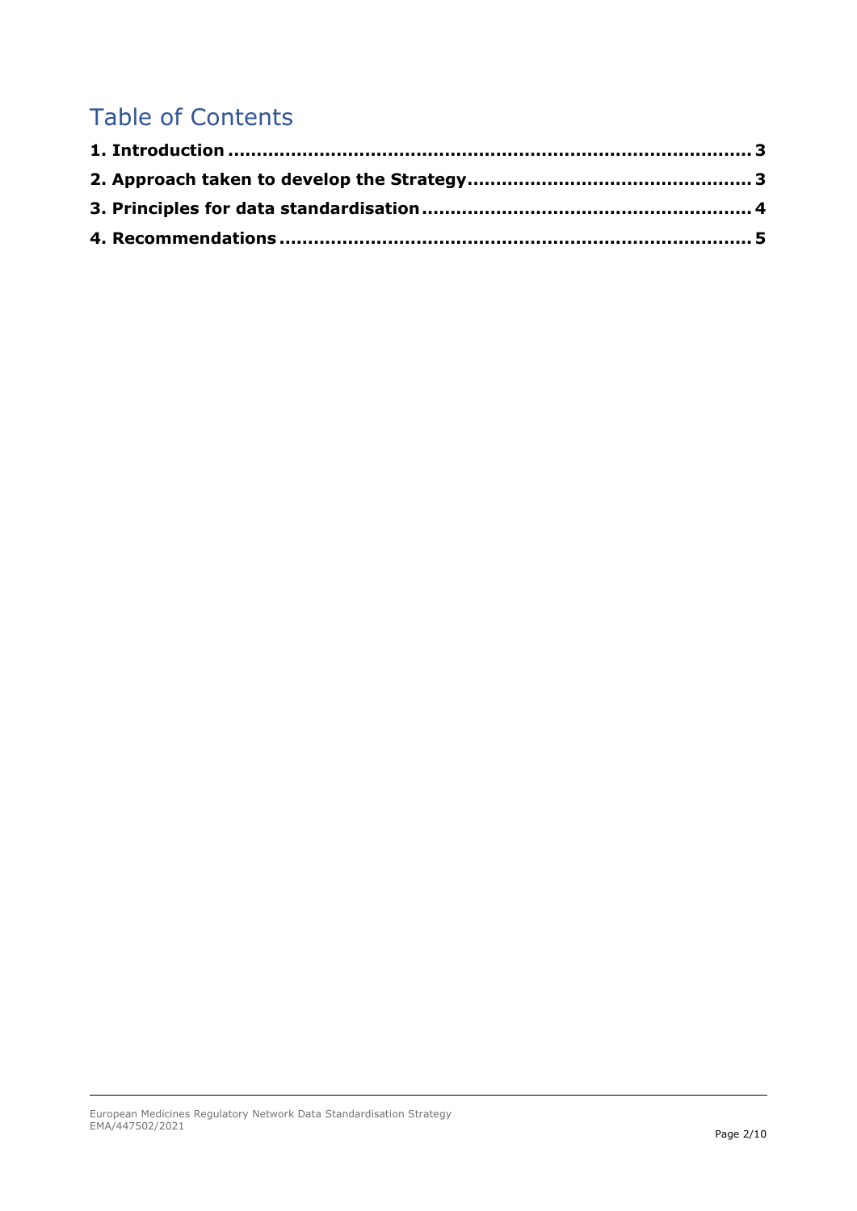# Table of Contents

**1. Introduction .......................................................................................... 3**

**2. Approach taken to develop the Strategy................................................ 3**

**3. Principles for data standardisation ....................................................... 4**

**4. Recommendations ................................................................................. 5**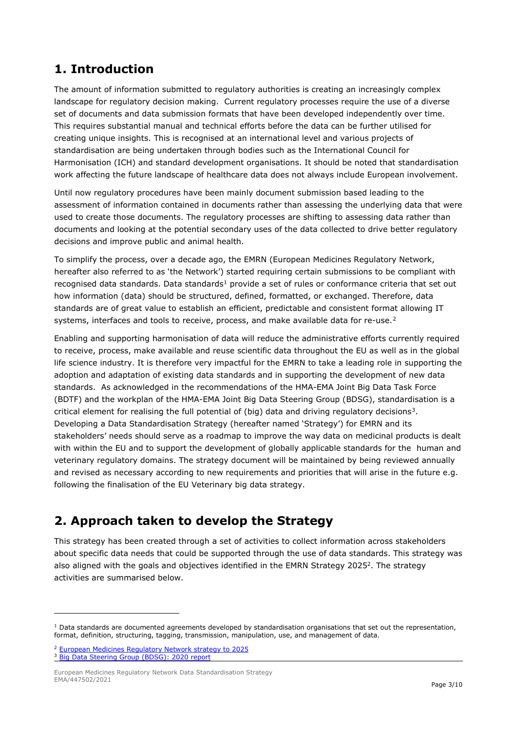## 1. Introduction

The amount of information submitted to regulatory authorities is creating an increasingly complex landscape for regulatory decision making. Current regulatory processes require the use of a diverse set of documents and data submission formats that have been developed independently over time. This requires substantial manual and technical efforts before the data can be further utilised for creating unique insights. This is recognised at an international level and various projects of standardisation are being undertaken through bodies such as the International Council for Harmonisation (ICH) and standard development organisations. It should be noted that standardisation work affecting the future landscape of healthcare data does not always include European involvement.

Until now regulatory procedures have been mainly document submission based leading to the assessment of information contained in documents rather than assessing the underlying data that were used to create those documents. The regulatory processes are shifting to assessing data rather than documents and looking at the potential secondary uses of the data collected to drive better regulatory decisions and improve public and animal health.

To simplify the process, over a decade ago, the EMRN (European Medicines Regulatory Network, hereafter also referred to as 'the Network') started requiring certain submissions to be compliant with recognised data standards. Data standards[1] provide a set of rules or conformance criteria that set out how information (data) should be structured, defined, formatted, or exchanged. Therefore, data standards are of great value to establish an efficient, predictable and consistent format allowing IT systems, interfaces and tools to receive, process, and make available data for re-use.[2]

Enabling and supporting harmonisation of data will reduce the administrative efforts currently required to receive, process, make available and reuse scientific data throughout the EU as well as in the global life science industry. It is therefore very impactful for the EMRN to take a leading role in supporting the adoption and adaptation of existing data standards and in supporting the development of new data standards. As acknowledged in the recommendations of the HMA-EMA Joint Big Data Task Force (BDTF) and the workplan of the HMA-EMA Joint Big Data Steering Group (BDSG), standardisation is a critical element for realising the full potential of (big) data and driving regulatory decisions[3]. Developing a Data Standardisation Strategy (hereafter named 'Strategy') for EMRN and its stakeholders' needs should serve as a roadmap to improve the way data on medicinal products is dealt with within the EU and to support the development of globally applicable standards for the human and veterinary regulatory domains. The strategy document will be maintained by being reviewed annually and revised as necessary according to new requirements and priorities that will arise in the future e.g. following the finalisation of the EU Veterinary big data strategy.

## 2. Approach taken to develop the Strategy

This strategy has been created through a set of activities to collect information across stakeholders about specific data needs that could be supported through the use of data standards. This strategy was also aligned with the goals and objectives identified in the EMRN Strategy 2025[2]. The strategy activities are summarised below.

---

[1] Data standards are documented agreements developed by standardisation organisations that set out the representation, format, definition, structuring, tagging, transmission, manipulation, use, and management of data.

[2] European Medicines Regulatory Network strategy to 2025

[3] Big Data Steering Group (BDSG): 2020 report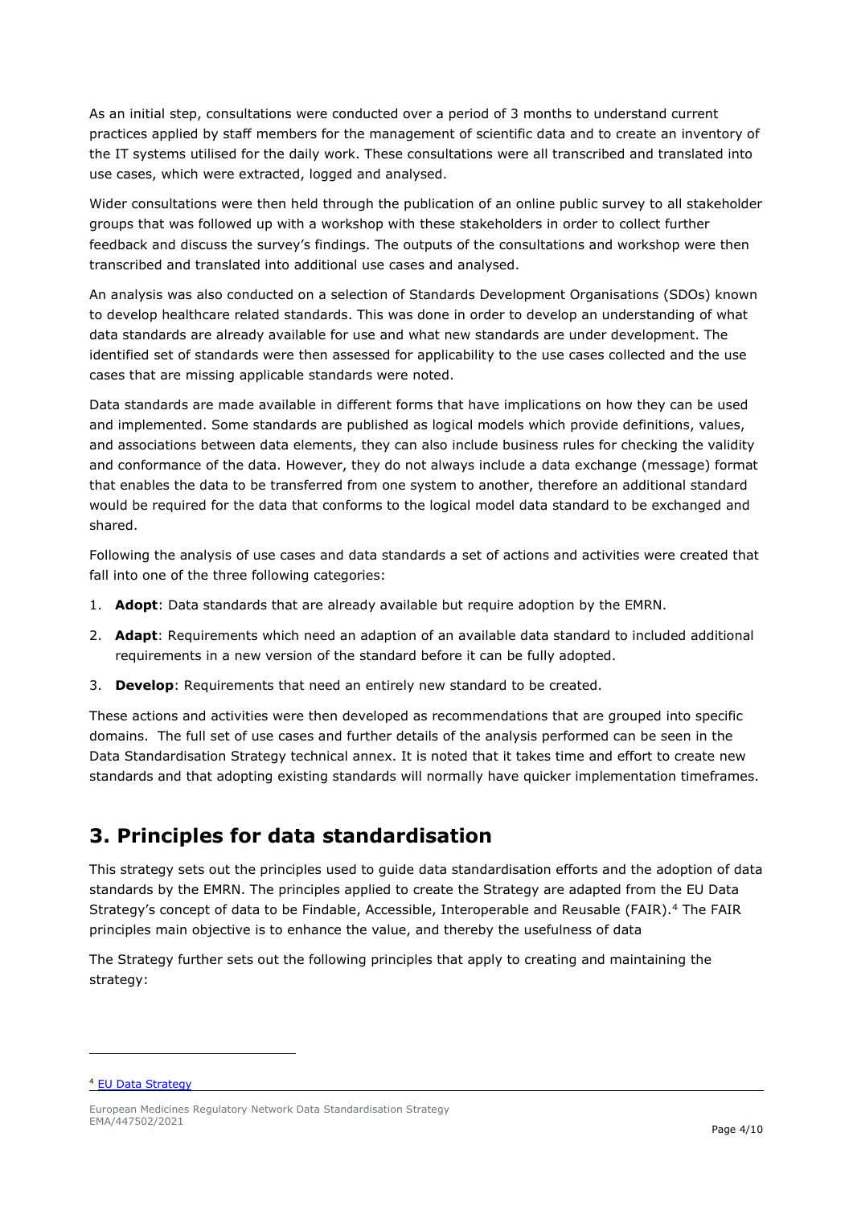As an initial step, consultations were conducted over a period of 3 months to understand current practices applied by staff members for the management of scientific data and to create an inventory of the IT systems utilised for the daily work. These consultations were all transcribed and translated into use cases, which were extracted, logged and analysed.

Wider consultations were then held through the publication of an online public survey to all stakeholder groups that was followed up with a workshop with these stakeholders in order to collect further feedback and discuss the survey's findings. The outputs of the consultations and workshop were then transcribed and translated into additional use cases and analysed.

An analysis was also conducted on a selection of Standards Development Organisations (SDOs) known to develop healthcare related standards. This was done in order to develop an understanding of what data standards are already available for use and what new standards are under development. The identified set of standards were then assessed for applicability to the use cases collected and the use cases that are missing applicable standards were noted.

Data standards are made available in different forms that have implications on how they can be used and implemented. Some standards are published as logical models which provide definitions, values, and associations between data elements, they can also include business rules for checking the validity and conformance of the data. However, they do not always include a data exchange (message) format that enables the data to be transferred from one system to another, therefore an additional standard would be required for the data that conforms to the logical model data standard to be exchanged and shared.

Following the analysis of use cases and data standards a set of actions and activities were created that fall into one of the three following categories:

1. **Adopt**: Data standards that are already available but require adoption by the EMRN.
2. **Adapt**: Requirements which need an adaption of an available data standard to included additional requirements in a new version of the standard before it can be fully adopted.
3. **Develop**: Requirements that need an entirely new standard to be created.

These actions and activities were then developed as recommendations that are grouped into specific domains. The full set of use cases and further details of the analysis performed can be seen in the Data Standardisation Strategy technical annex. It is noted that it takes time and effort to create new standards and that adopting existing standards will normally have quicker implementation timeframes.

# 3. Principles for data standardisation

This strategy sets out the principles used to guide data standardisation efforts and the adoption of data standards by the EMRN. The principles applied to create the Strategy are adapted from the EU Data Strategy's concept of data to be Findable, Accessible, Interoperable and Reusable (FAIR).[4] The FAIR principles main objective is to enhance the value, and thereby the usefulness of data

The Strategy further sets out the following principles that apply to creating and maintaining the strategy:

[4] EU Data Strategy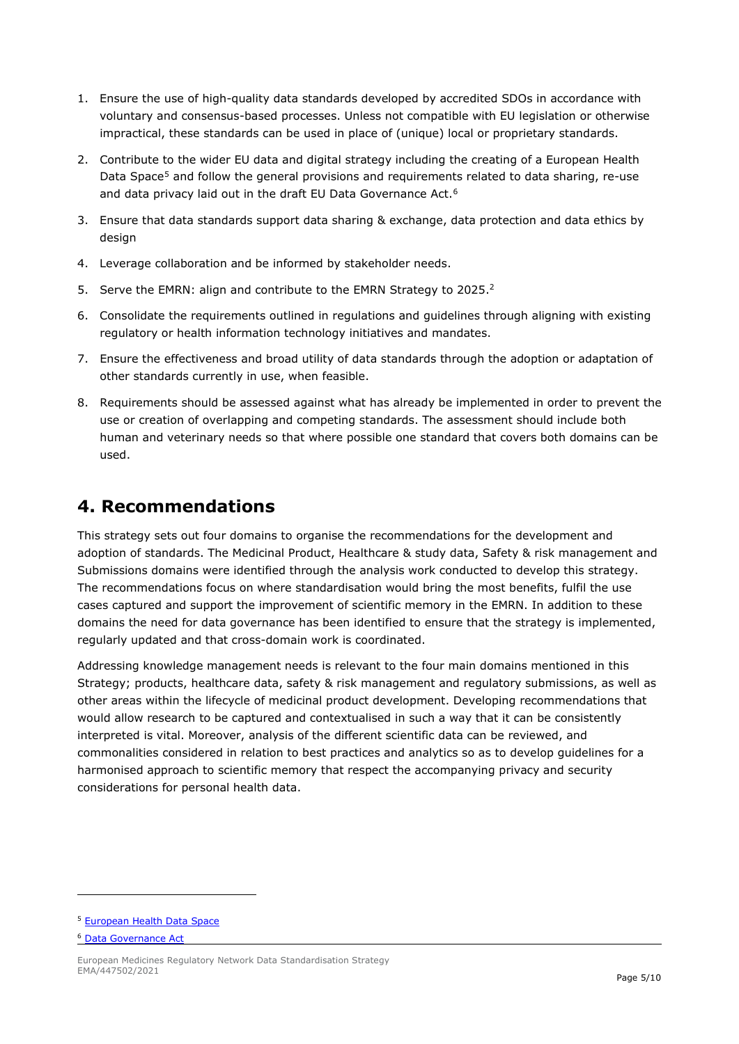1. Ensure the use of high-quality data standards developed by accredited SDOs in accordance with voluntary and consensus-based processes. Unless not compatible with EU legislation or otherwise impractical, these standards can be used in place of (unique) local or proprietary standards.
2. Contribute to the wider EU data and digital strategy including the creating of a European Health Data Space[5] and follow the general provisions and requirements related to data sharing, re-use and data privacy laid out in the draft EU Data Governance Act.[6]
3. Ensure that data standards support data sharing & exchange, data protection and data ethics by design
4. Leverage collaboration and be informed by stakeholder needs.
5. Serve the EMRN: align and contribute to the EMRN Strategy to 2025.[2]
6. Consolidate the requirements outlined in regulations and guidelines through aligning with existing regulatory or health information technology initiatives and mandates.
7. Ensure the effectiveness and broad utility of data standards through the adoption or adaptation of other standards currently in use, when feasible.
8. Requirements should be assessed against what has already be implemented in order to prevent the use or creation of overlapping and competing standards. The assessment should include both human and veterinary needs so that where possible one standard that covers both domains can be used.

# 4. Recommendations

This strategy sets out four domains to organise the recommendations for the development and adoption of standards. The Medicinal Product, Healthcare & study data, Safety & risk management and Submissions domains were identified through the analysis work conducted to develop this strategy. The recommendations focus on where standardisation would bring the most benefits, fulfil the use cases captured and support the improvement of scientific memory in the EMRN. In addition to these domains the need for data governance has been identified to ensure that the strategy is implemented, regularly updated and that cross-domain work is coordinated.

Addressing knowledge management needs is relevant to the four main domains mentioned in this Strategy; products, healthcare data, safety & risk management and regulatory submissions, as well as other areas within the lifecycle of medicinal product development. Developing recommendations that would allow research to be captured and contextualised in such a way that it can be consistently interpreted is vital. Moreover, analysis of the different scientific data can be reviewed, and commonalities considered in relation to best practices and analytics so as to develop guidelines for a harmonised approach to scientific memory that respect the accompanying privacy and security considerations for personal health data.

[5] European Health Data Space

[6] Data Governance Act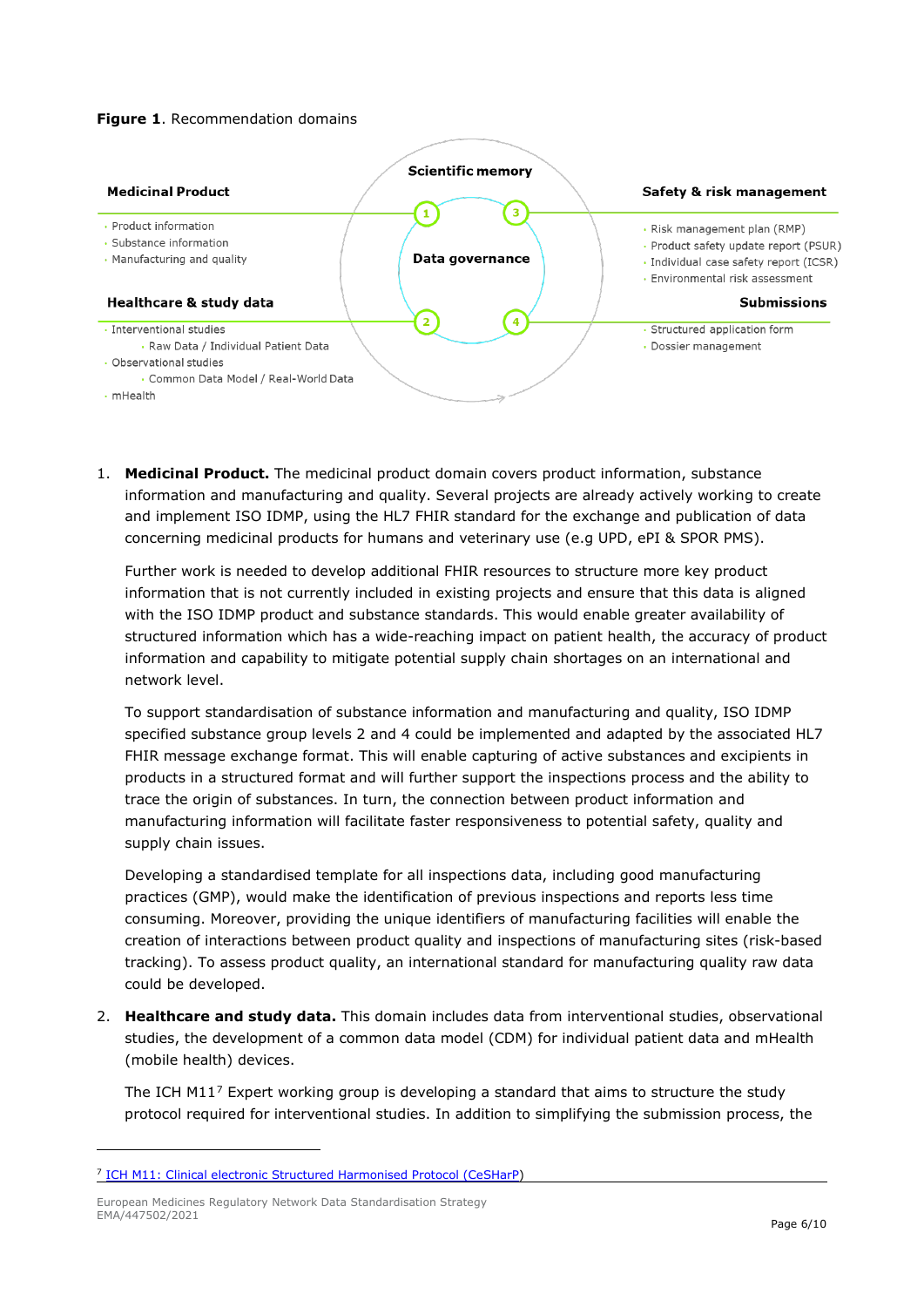**Figure 1**. Recommendation domains

**Medicinal Product**
- Product information
- Substance information
- Manufacturing and quality

**Healthcare & study data**
- Interventional studies
  - Raw Data / Individual Patient Data
- Observational studies
  - Common Data Model / Real-World Data
- mHealth

**Scientific memory**

**Data governance**

**Safety & risk management**
- Risk management plan (RMP)
- Product safety update report (PSUR)
- Individual case safety report (ICSR)
- Environmental risk assessment

**Submissions**
- Structured application form
- Dossier management

1. **Medicinal Product.** The medicinal product domain covers product information, substance information and manufacturing and quality. Several projects are already actively working to create and implement ISO IDMP, using the HL7 FHIR standard for the exchange and publication of data concerning medicinal products for humans and veterinary use (e.g UPD, ePI & SPOR PMS).

   Further work is needed to develop additional FHIR resources to structure more key product information that is not currently included in existing projects and ensure that this data is aligned with the ISO IDMP product and substance standards. This would enable greater availability of structured information which has a wide-reaching impact on patient health, the accuracy of product information and capability to mitigate potential supply chain shortages on an international and network level.

   To support standardisation of substance information and manufacturing and quality, ISO IDMP specified substance group levels 2 and 4 could be implemented and adapted by the associated HL7 FHIR message exchange format. This will enable capturing of active substances and excipients in products in a structured format and will further support the inspections process and the ability to trace the origin of substances. In turn, the connection between product information and manufacturing information will facilitate faster responsiveness to potential safety, quality and supply chain issues.

   Developing a standardised template for all inspections data, including good manufacturing practices (GMP), would make the identification of previous inspections and reports less time consuming. Moreover, providing the unique identifiers of manufacturing facilities will enable the creation of interactions between product quality and inspections of manufacturing sites (risk-based tracking). To assess product quality, an international standard for manufacturing quality raw data could be developed.

2. **Healthcare and study data.** This domain includes data from interventional studies, observational studies, the development of a common data model (CDM) for individual patient data and mHealth (mobile health) devices.

   The ICH M11[7] Expert working group is developing a standard that aims to structure the study protocol required for interventional studies. In addition to simplifying the submission process, the

[7] ICH M11: Clinical electronic Structured Harmonised Protocol (CeSHarP)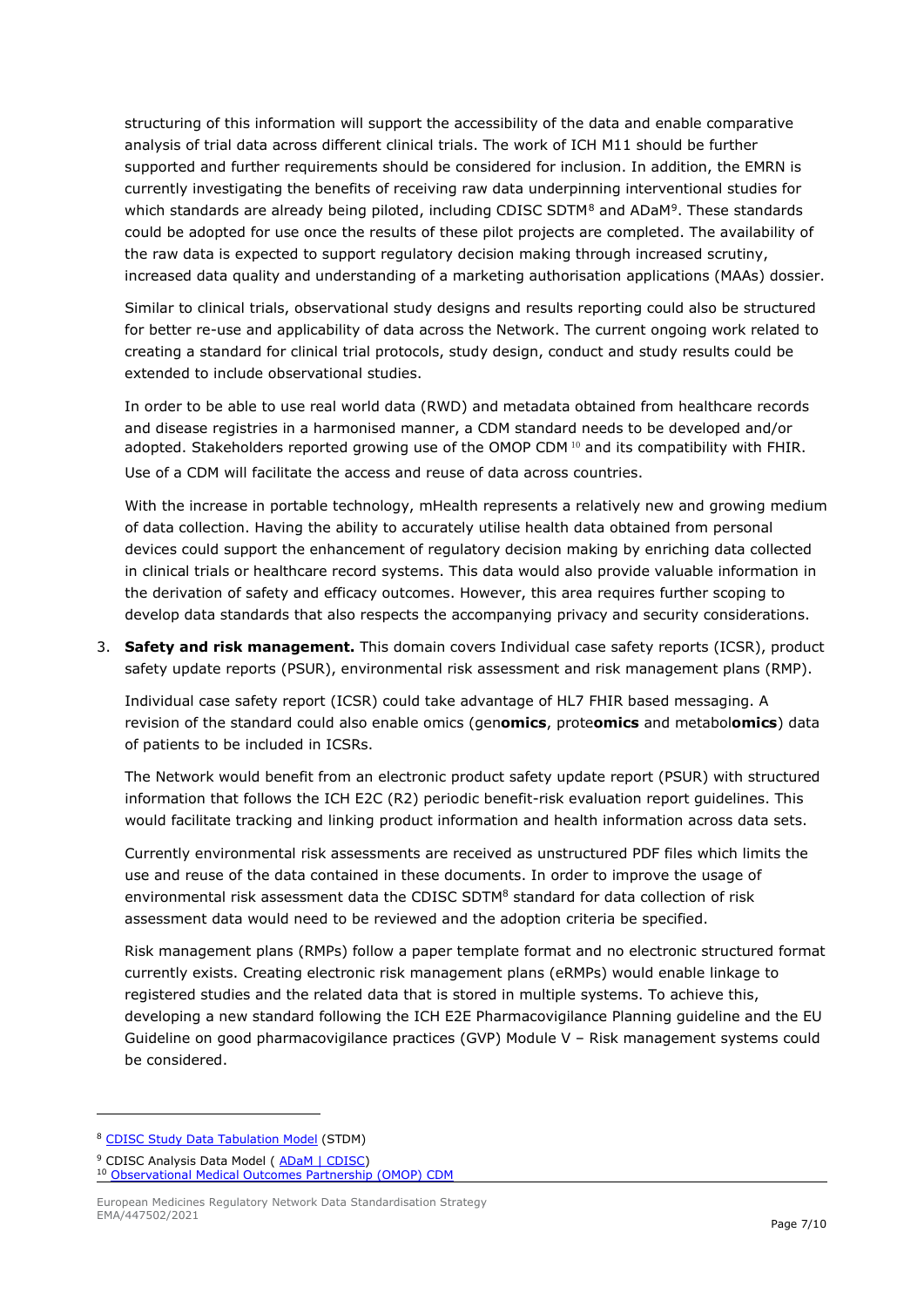structuring of this information will support the accessibility of the data and enable comparative analysis of trial data across different clinical trials. The work of ICH M11 should be further supported and further requirements should be considered for inclusion. In addition, the EMRN is currently investigating the benefits of receiving raw data underpinning interventional studies for which standards are already being piloted, including CDISC SDTM[8] and ADaM[9]. These standards could be adopted for use once the results of these pilot projects are completed. The availability of the raw data is expected to support regulatory decision making through increased scrutiny, increased data quality and understanding of a marketing authorisation applications (MAAs) dossier.

Similar to clinical trials, observational study designs and results reporting could also be structured for better re-use and applicability of data across the Network. The current ongoing work related to creating a standard for clinical trial protocols, study design, conduct and study results could be extended to include observational studies.

In order to be able to use real world data (RWD) and metadata obtained from healthcare records and disease registries in a harmonised manner, a CDM standard needs to be developed and/or adopted. Stakeholders reported growing use of the OMOP CDM [10] and its compatibility with FHIR. Use of a CDM will facilitate the access and reuse of data across countries.

With the increase in portable technology, mHealth represents a relatively new and growing medium of data collection. Having the ability to accurately utilise health data obtained from personal devices could support the enhancement of regulatory decision making by enriching data collected in clinical trials or healthcare record systems. This data would also provide valuable information in the derivation of safety and efficacy outcomes. However, this area requires further scoping to develop data standards that also respects the accompanying privacy and security considerations.

3. **Safety and risk management.** This domain covers Individual case safety reports (ICSR), product safety update reports (PSUR), environmental risk assessment and risk management plans (RMP).

   Individual case safety report (ICSR) could take advantage of HL7 FHIR based messaging. A revision of the standard could also enable omics (gen**omics**, prote**omics** and metabol**omics**) data of patients to be included in ICSRs.

   The Network would benefit from an electronic product safety update report (PSUR) with structured information that follows the ICH E2C (R2) periodic benefit-risk evaluation report guidelines. This would facilitate tracking and linking product information and health information across data sets.

   Currently environmental risk assessments are received as unstructured PDF files which limits the use and reuse of the data contained in these documents. In order to improve the usage of environmental risk assessment data the CDISC SDTM[8] standard for data collection of risk assessment data would need to be reviewed and the adoption criteria be specified.

   Risk management plans (RMPs) follow a paper template format and no electronic structured format currently exists. Creating electronic risk management plans (eRMPs) would enable linkage to registered studies and the related data that is stored in multiple systems. To achieve this, developing a new standard following the ICH E2E Pharmacovigilance Planning guideline and the EU Guideline on good pharmacovigilance practices (GVP) Module V – Risk management systems could be considered.

---

[8] CDISC Study Data Tabulation Model (STDM)

[9] CDISC Analysis Data Model ( ADaM | CDISC)

[10] Observational Medical Outcomes Partnership (OMOP) CDM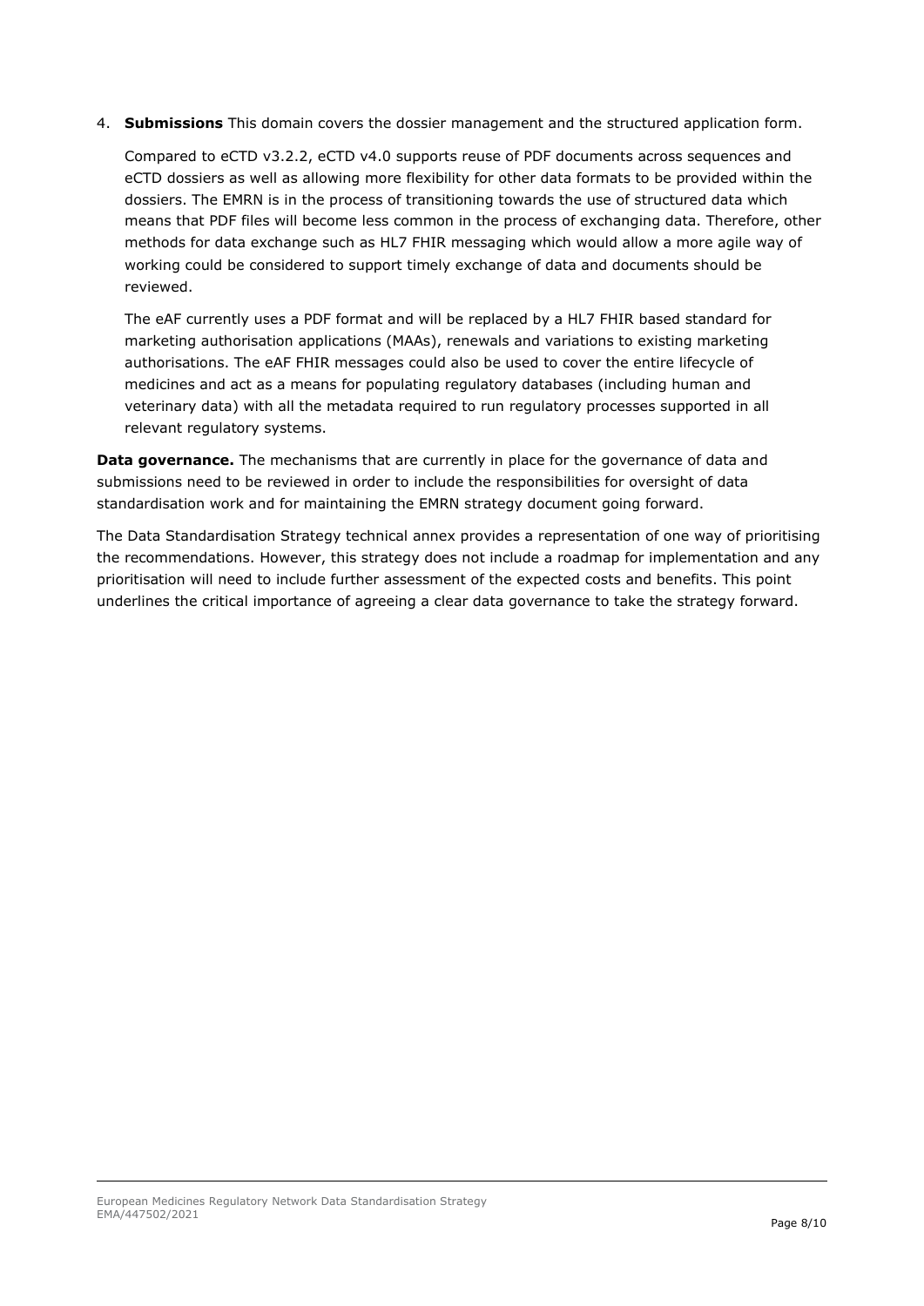4. **Submissions** This domain covers the dossier management and the structured application form.

   Compared to eCTD v3.2.2, eCTD v4.0 supports reuse of PDF documents across sequences and eCTD dossiers as well as allowing more flexibility for other data formats to be provided within the dossiers. The EMRN is in the process of transitioning towards the use of structured data which means that PDF files will become less common in the process of exchanging data. Therefore, other methods for data exchange such as HL7 FHIR messaging which would allow a more agile way of working could be considered to support timely exchange of data and documents should be reviewed.

   The eAF currently uses a PDF format and will be replaced by a HL7 FHIR based standard for marketing authorisation applications (MAAs), renewals and variations to existing marketing authorisations. The eAF FHIR messages could also be used to cover the entire lifecycle of medicines and act as a means for populating regulatory databases (including human and veterinary data) with all the metadata required to run regulatory processes supported in all relevant regulatory systems.

**Data governance.** The mechanisms that are currently in place for the governance of data and submissions need to be reviewed in order to include the responsibilities for oversight of data standardisation work and for maintaining the EMRN strategy document going forward.

The Data Standardisation Strategy technical annex provides a representation of one way of prioritising the recommendations. However, this strategy does not include a roadmap for implementation and any prioritisation will need to include further assessment of the expected costs and benefits. This point underlines the critical importance of agreeing a clear data governance to take the strategy forward.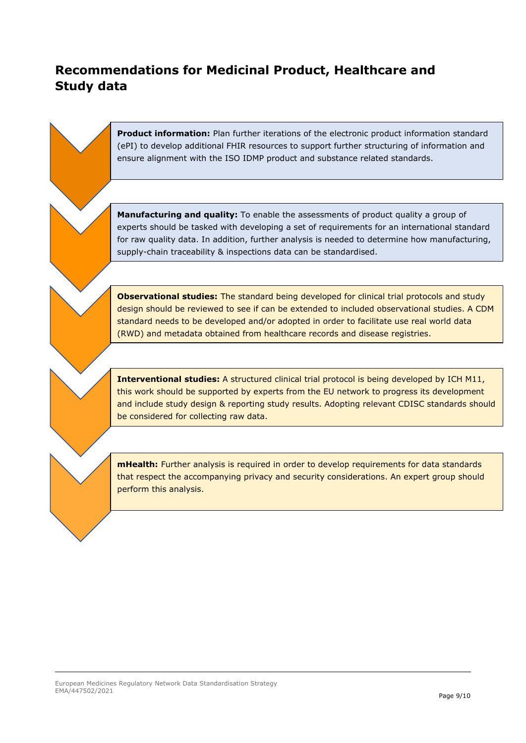# Recommendations for Medicinal Product, Healthcare and Study data

**Product information:** Plan further iterations of the electronic product information standard (ePI) to develop additional FHIR resources to support further structuring of information and ensure alignment with the ISO IDMP product and substance related standards.

**Manufacturing and quality:** To enable the assessments of product quality a group of experts should be tasked with developing a set of requirements for an international standard for raw quality data. In addition, further analysis is needed to determine how manufacturing, supply-chain traceability & inspections data can be standardised.

**Observational studies:** The standard being developed for clinical trial protocols and study design should be reviewed to see if can be extended to included observational studies. A CDM standard needs to be developed and/or adopted in order to facilitate use real world data (RWD) and metadata obtained from healthcare records and disease registries.

**Interventional studies:** A structured clinical trial protocol is being developed by ICH M11, this work should be supported by experts from the EU network to progress its development and include study design & reporting study results. Adopting relevant CDISC standards should be considered for collecting raw data.

**mHealth:** Further analysis is required in order to develop requirements for data standards that respect the accompanying privacy and security considerations. An expert group should perform this analysis.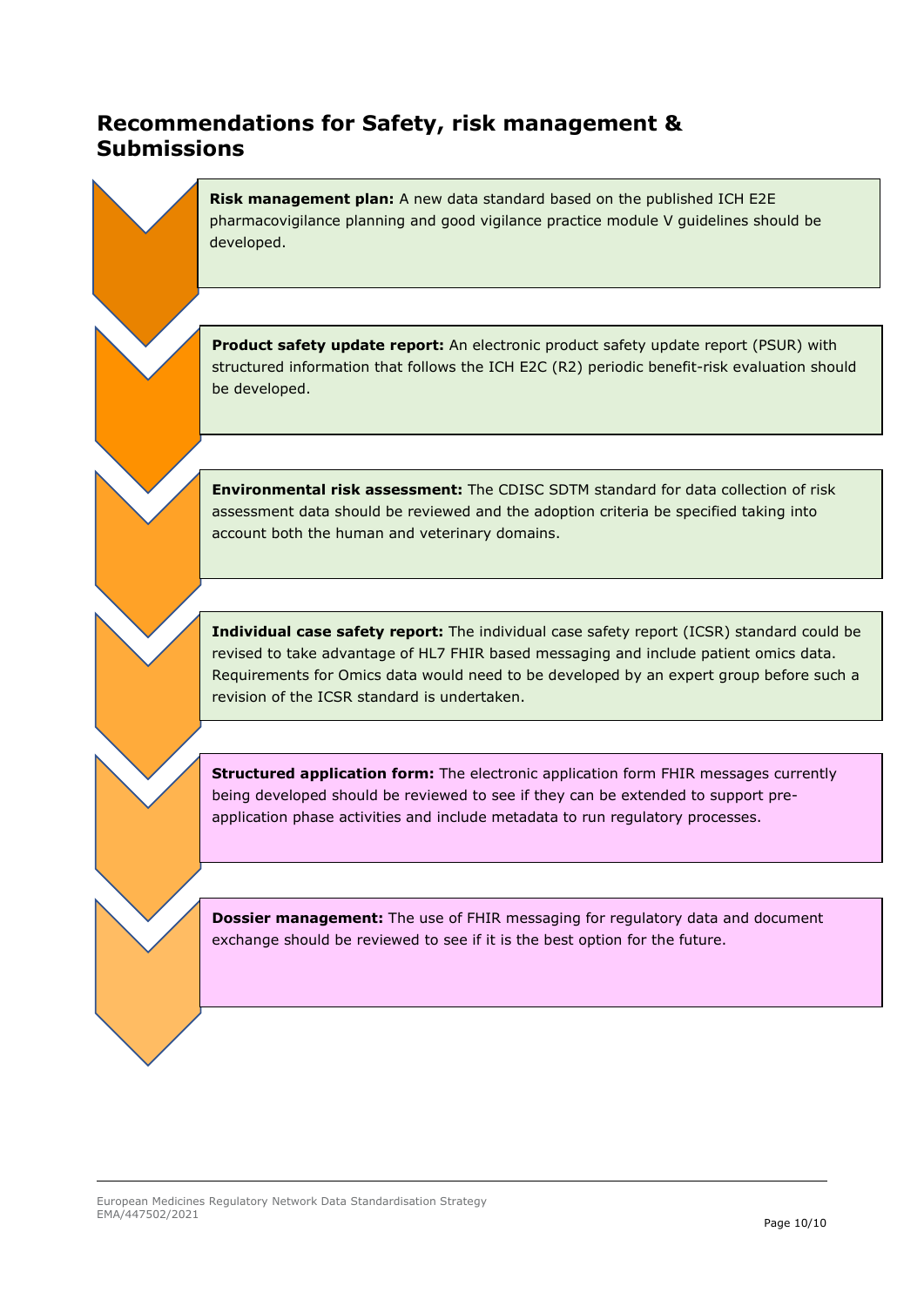## Recommendations for Safety, risk management & Submissions

**Risk management plan:** A new data standard based on the published ICH E2E pharmacovigilance planning and good vigilance practice module V guidelines should be developed.

**Product safety update report:** An electronic product safety update report (PSUR) with structured information that follows the ICH E2C (R2) periodic benefit-risk evaluation should be developed.

**Environmental risk assessment:** The CDISC SDTM standard for data collection of risk assessment data should be reviewed and the adoption criteria be specified taking into account both the human and veterinary domains.

**Individual case safety report:** The individual case safety report (ICSR) standard could be revised to take advantage of HL7 FHIR based messaging and include patient omics data. Requirements for Omics data would need to be developed by an expert group before such a revision of the ICSR standard is undertaken.

**Structured application form:** The electronic application form FHIR messages currently being developed should be reviewed to see if they can be extended to support pre-application phase activities and include metadata to run regulatory processes.

**Dossier management:** The use of FHIR messaging for regulatory data and document exchange should be reviewed to see if it is the best option for the future.